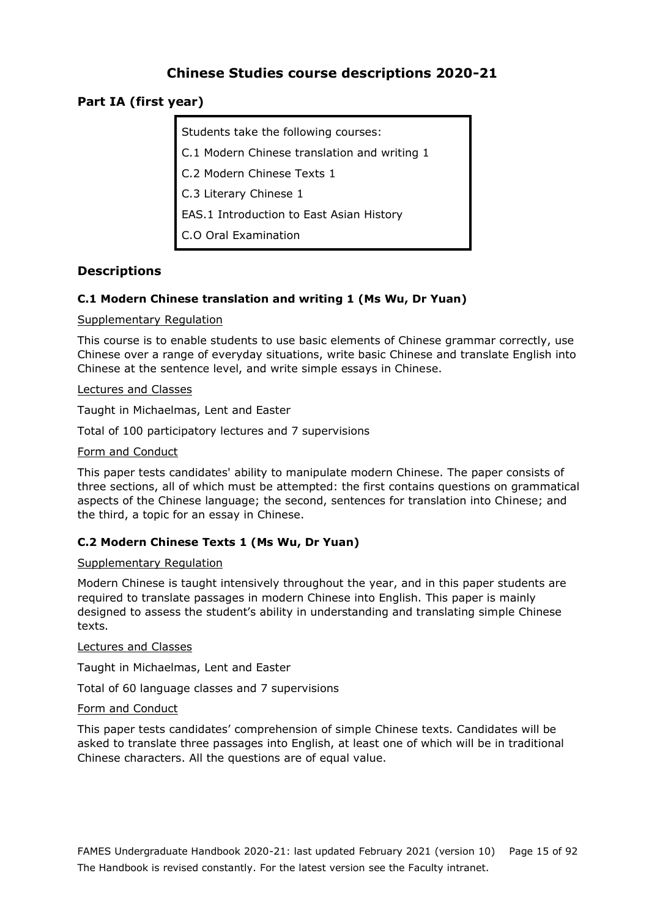# Chinese Studies course descriptions 2020-21

## Part IA (first year)

Students take the following courses:

C.1 Modern Chinese translation and writing 1

C.2 Modern Chinese Texts 1

C.3 Literary Chinese 1

EAS.1 Introduction to East Asian History

C.O Oral Examination

## Descriptions

### C.1 Modern Chinese translation and writing 1 (Ms Wu, Dr Yuan)

Supplementary Regulation

This course is to enable students to use basic elements of Chinese grammar correctly, use Chinese over a range of everyday situations, write basic Chinese and translate English into Chinese at the sentence level, and write simple essays in Chinese.

Lectures and Classes

Taught in Michaelmas, Lent and Easter

Total of 100 participatory lectures and 7 supervisions

Form and Conduct

This paper tests candidates' ability to manipulate modern Chinese. The paper consists of three sections, all of which must be attempted: the first contains questions on grammatical aspects of the Chinese language; the second, sentences for translation into Chinese; and the third, a topic for an essay in Chinese.

### C.2 Modern Chinese Texts 1 (Ms Wu, Dr Yuan)

Supplementary Regulation

Modern Chinese is taught intensively throughout the year, and in this paper students are required to translate passages in modern Chinese into English. This paper is mainly designed to assess the student's ability in understanding and translating simple Chinese texts.

Lectures and Classes

Taught in Michaelmas, Lent and Easter

Total of 60 language classes and 7 supervisions

Form and Conduct

This paper tests candidates' comprehension of simple Chinese texts. Candidates will be asked to translate three passages into English, at least one of which will be in traditional Chinese characters. All the questions are of equal value.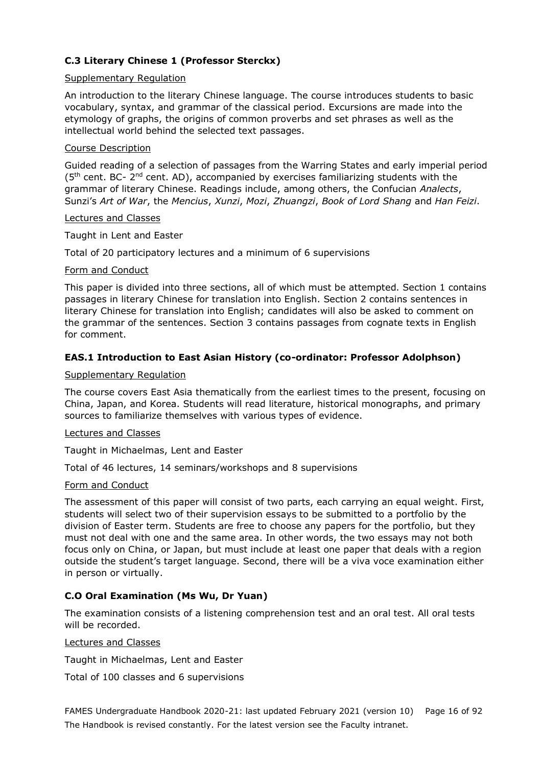### C.3 Literary Chinese 1 (Professor Sterckx)

Supplementary Regulation

An introduction to the literary Chinese language. The course introduces students to basic vocabulary, syntax, and grammar of the classical period. Excursions are made into the etymology of graphs, the origins of common proverbs and set phrases as well as the intellectual world behind the selected text passages.

Course Description

Guided reading of a selection of passages from the Warring States and early imperial period (5th cent. BC- 2nd cent. AD), accompanied by exercises familiarizing students with the grammar of literary Chinese. Readings include, among others, the Confucian *Analects*, Sunzi's *Art of War*, the *Mencius*, *Xunzi*, *Mozi*, *Zhuangzi*, *Book of Lord Shang* and *Han Feizi*.

Lectures and Classes

Taught in Lent and Easter

Total of 20 participatory lectures and a minimum of 6 supervisions

Form and Conduct

This paper is divided into three sections, all of which must be attempted. Section 1 contains passages in literary Chinese for translation into English. Section 2 contains sentences in literary Chinese for translation into English; candidates will also be asked to comment on the grammar of the sentences. Section 3 contains passages from cognate texts in English for comment.

### EAS.1 Introduction to East Asian History (co-ordinator: Professor Adolphson)

Supplementary Regulation

The course covers East Asia thematically from the earliest times to the present, focusing on China, Japan, and Korea. Students will read literature, historical monographs, and primary sources to familiarize themselves with various types of evidence.

Lectures and Classes

Taught in Michaelmas, Lent and Easter

Total of 46 lectures, 14 seminars/workshops and 8 supervisions

Form and Conduct

The assessment of this paper will consist of two parts, each carrying an equal weight. First, students will select two of their supervision essays to be submitted to a portfolio by the division of Easter term. Students are free to choose any papers for the portfolio, but they must not deal with one and the same area. In other words, the two essays may not both focus only on China, or Japan, but must include at least one paper that deals with a region outside the student's target language. Second, there will be a viva voce examination either in person or virtually.

### C.O Oral Examination (Ms Wu, Dr Yuan)

The examination consists of a listening comprehension test and an oral test. All oral tests will be recorded.

Lectures and Classes

Taught in Michaelmas, Lent and Easter

Total of 100 classes and 6 supervisions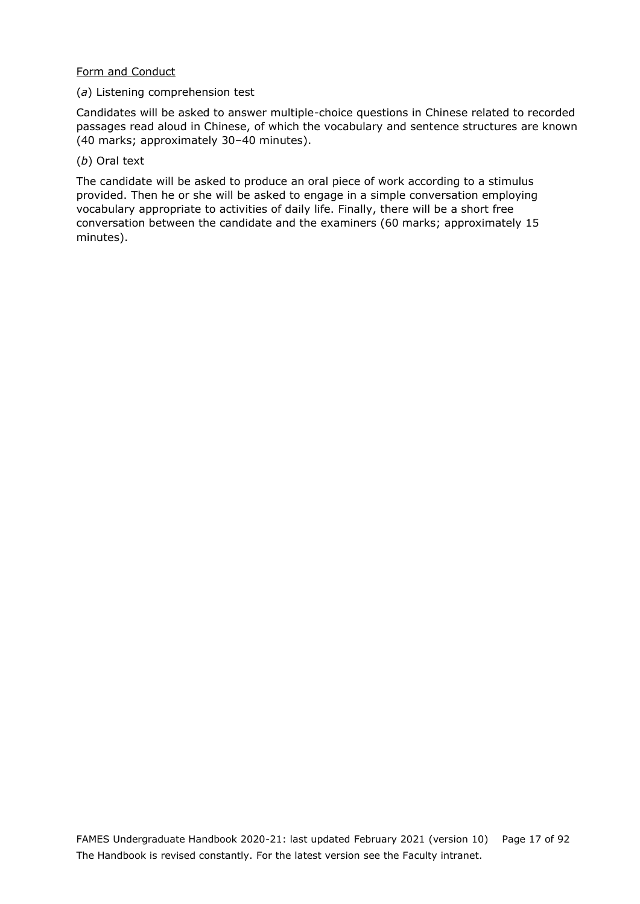Form and Conduct

(*a*) Listening comprehension test

Candidates will be asked to answer multiple-choice questions in Chinese related to recorded passages read aloud in Chinese, of which the vocabulary and sentence structures are known (40 marks; approximately 30–40 minutes).

(*b*) Oral text

The candidate will be asked to produce an oral piece of work according to a stimulus provided. Then he or she will be asked to engage in a simple conversation employing vocabulary appropriate to activities of daily life. Finally, there will be a short free conversation between the candidate and the examiners (60 marks; approximately 15 minutes).